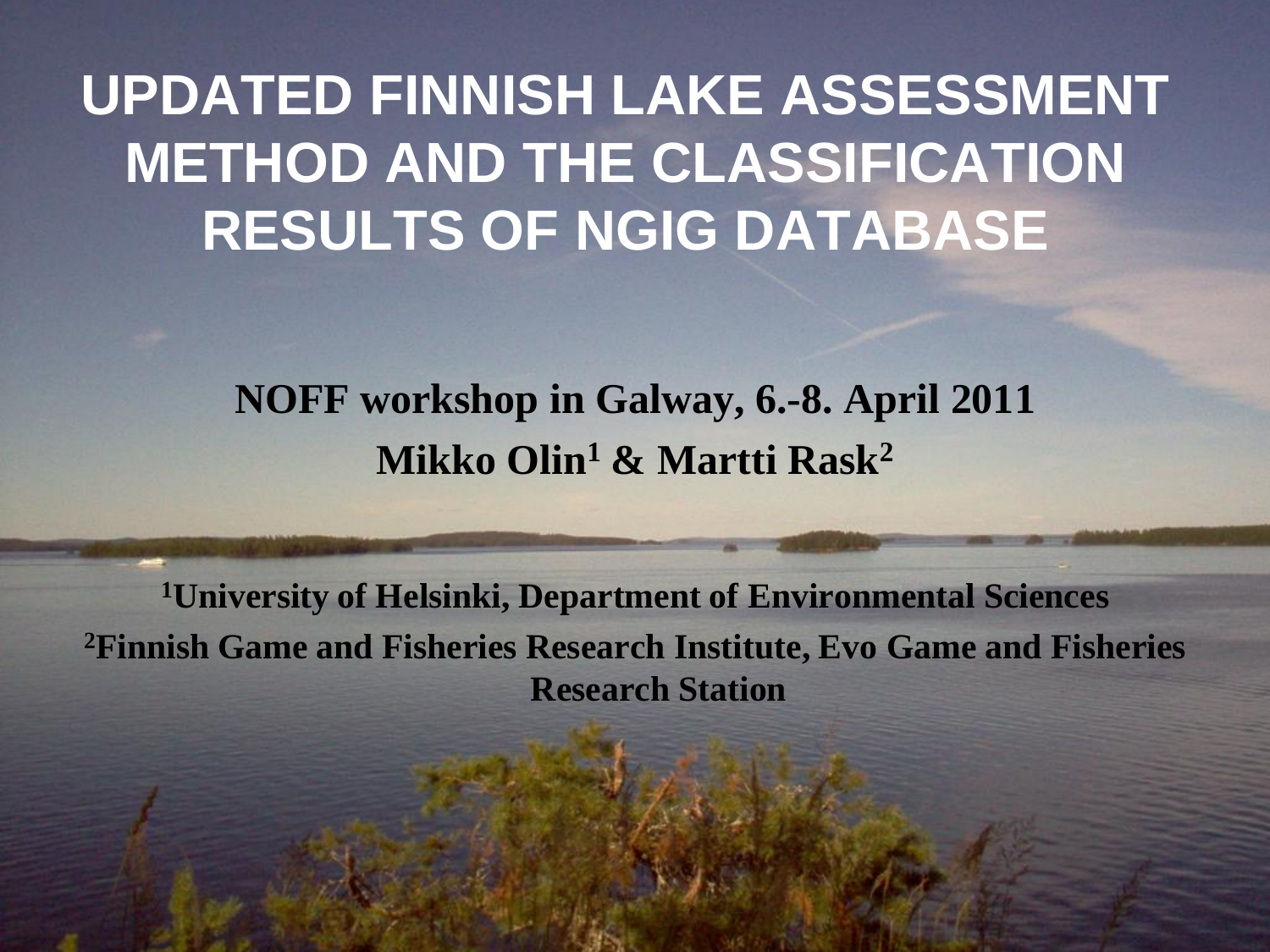# UPDATED FINNISH LAKE ASSESSMENT METHOD AND THE CLASSIFICATION RESULTS OF NGIG DATABASE

**NOFF workshop in Galway, 6.-8. April 2011**

**Mikko Olin[1] & Martti Rask[2]**

**[1]University of Helsinki, Department of Environmental Sciences**

**[2]Finnish Game and Fisheries Research Institute, Evo Game and Fisheries Research Station**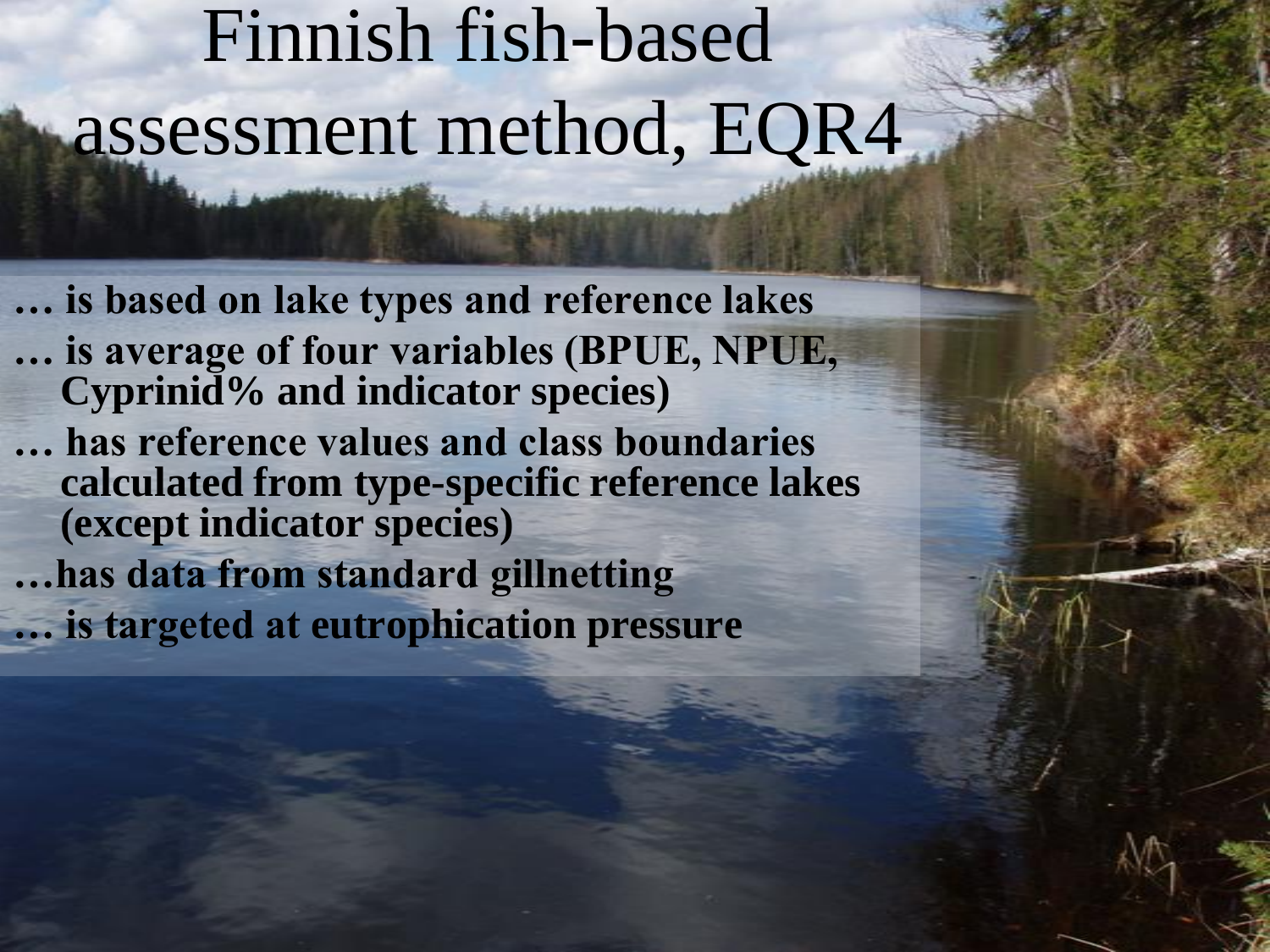# Finnish fish-based assessment method, EQR4

- … is based on lake types and reference lakes
- … is average of four variables (BPUE, NPUE, Cyprinid% and indicator species)
- … has reference values and class boundaries calculated from type-specific reference lakes (except indicator species)
- …has data from standard gillnetting
- … is targeted at eutrophication pressure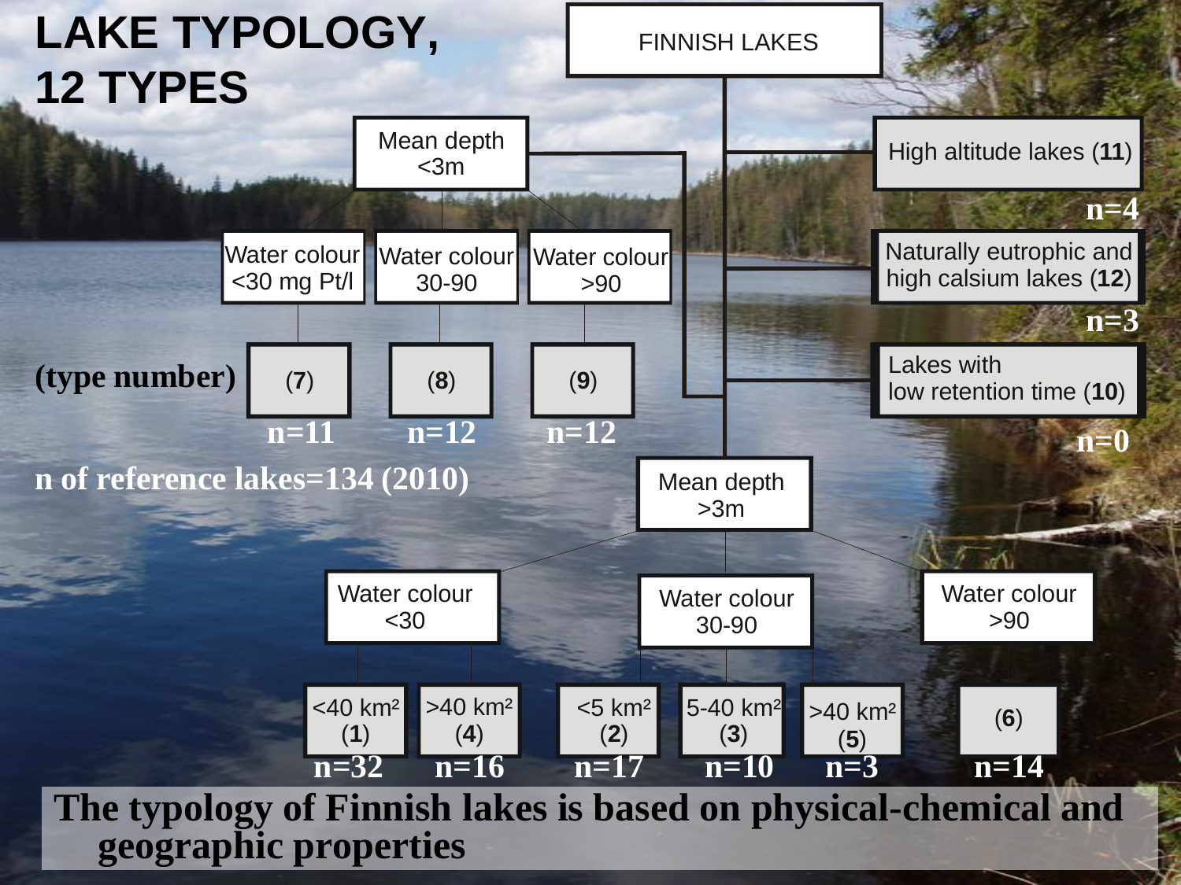# LAKE TYPOLOGY, 12 TYPES

FINNISH LAKES

- Mean depth <3m
  - Water colour <30 mg Pt/l → (7) n=11
  - Water colour 30-90 → (8) n=12
  - Water colour >90 → (9) n=12
- High altitude lakes (**11**) n=4
- Naturally eutrophic and high calsium lakes (**12**) n=3
- Lakes with low retention time (**10**) n=0
- Mean depth >3m
  - Water colour <30
    - <40 km² (**1**) n=32
    - >40 km² (**4**) n=16
  - Water colour 30-90
    - <5 km² (**2**) n=17
    - 5-40 km² (**3**) n=10
    - >40 km² (**5**) n=3
  - Water colour >90
    - (**6**) n=14

(type number)

n of reference lakes=134 (2010)

**The typology of Finnish lakes is based on physical-chemical and geographic properties**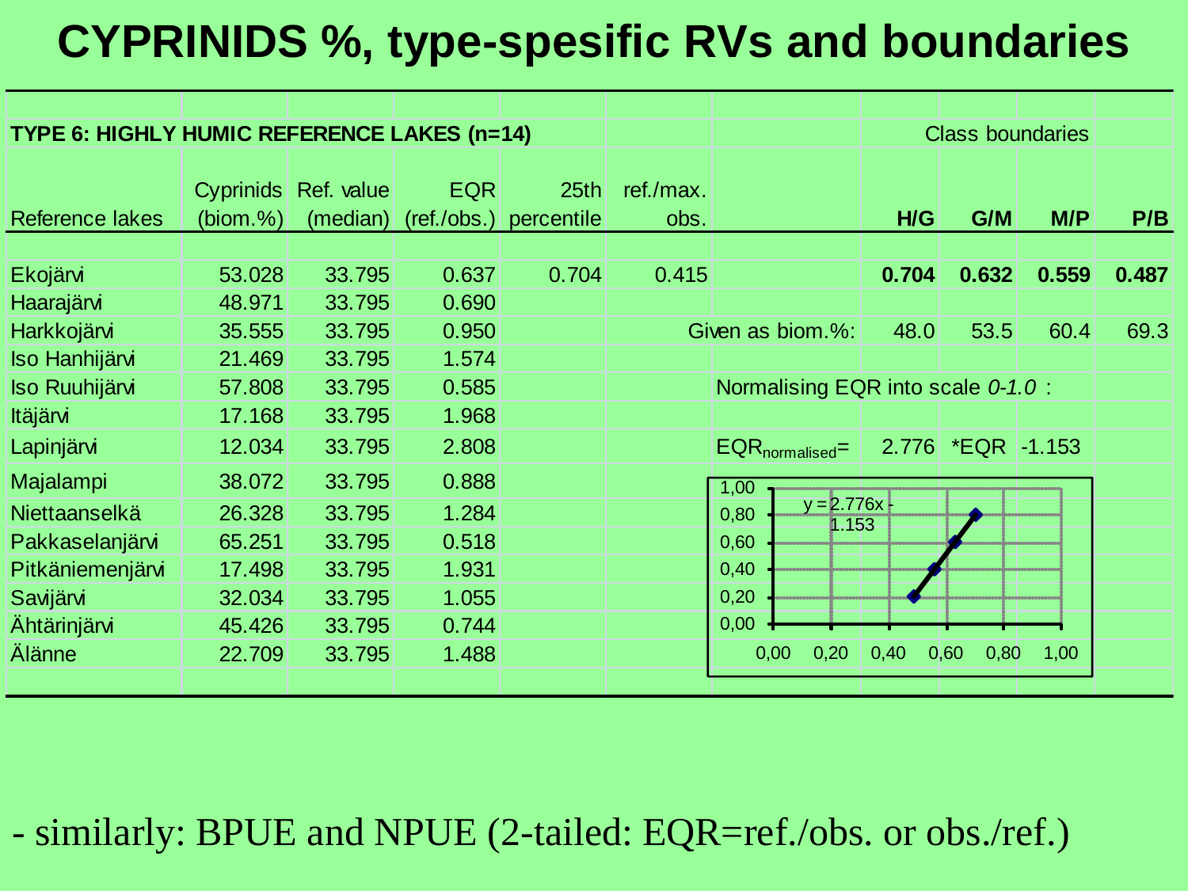# CYPRINIDS %, type-spesific RVs and boundaries

**TYPE 6: HIGHLY HUMIC REFERENCE LAKES (n=14)**

| Reference lakes | Cyprinids (biom.%) | Ref. value (median) | EQR (ref./obs.) | 25th percentile | ref./max. obs. | | H/G | G/M | M/P | P/B |
|---|---|---|---|---|---|---|---|---|---|---|
| | | | | | | | Class boundaries | | | |
| Ekojärvi | 53.028 | 33.795 | 0.637 | 0.704 | 0.415 | | **0.704** | **0.632** | **0.559** | **0.487** |
| Haarajärvi | 48.971 | 33.795 | 0.690 | | | | | | | |
| Harkkojärvi | 35.555 | 33.795 | 0.950 | | | Given as biom.%: | 48.0 | 53.5 | 60.4 | 69.3 |
| Iso Hanhijärvi | 21.469 | 33.795 | 1.574 | | | | | | | |
| Iso Ruuhijärvi | 57.808 | 33.795 | 0.585 | | | Normalising EQR into scale *0-1.0* : | | | | |
| Itäjärvi | 17.168 | 33.795 | 1.968 | | | | | | | |
| Lapinjärvi | 12.034 | 33.795 | 2.808 | | | $EQR_{normalised}$= | 2.776 | *EQR | -1.153 | |
| Majalampi | 38.072 | 33.795 | 0.888 | | | | | | | |
| Niettaanselkä | 26.328 | 33.795 | 1.284 | | | | | | | |
| Pakkaselanjärvi | 65.251 | 33.795 | 0.518 | | | | | | | |
| Pitkäniemenjärvi | 17.498 | 33.795 | 1.931 | | | | | | | |
| Savijärvi | 32.034 | 33.795 | 1.055 | | | | | | | |
| Ähtärinjärvi | 45.426 | 33.795 | 0.744 | | | | | | | |
| Älänne | 22.709 | 33.795 | 1.488 | | | | | | | |

$y = 2.776x - 1.153$

- similarly: BPUE and NPUE (2-tailed: EQR=ref./obs. or obs./ref.)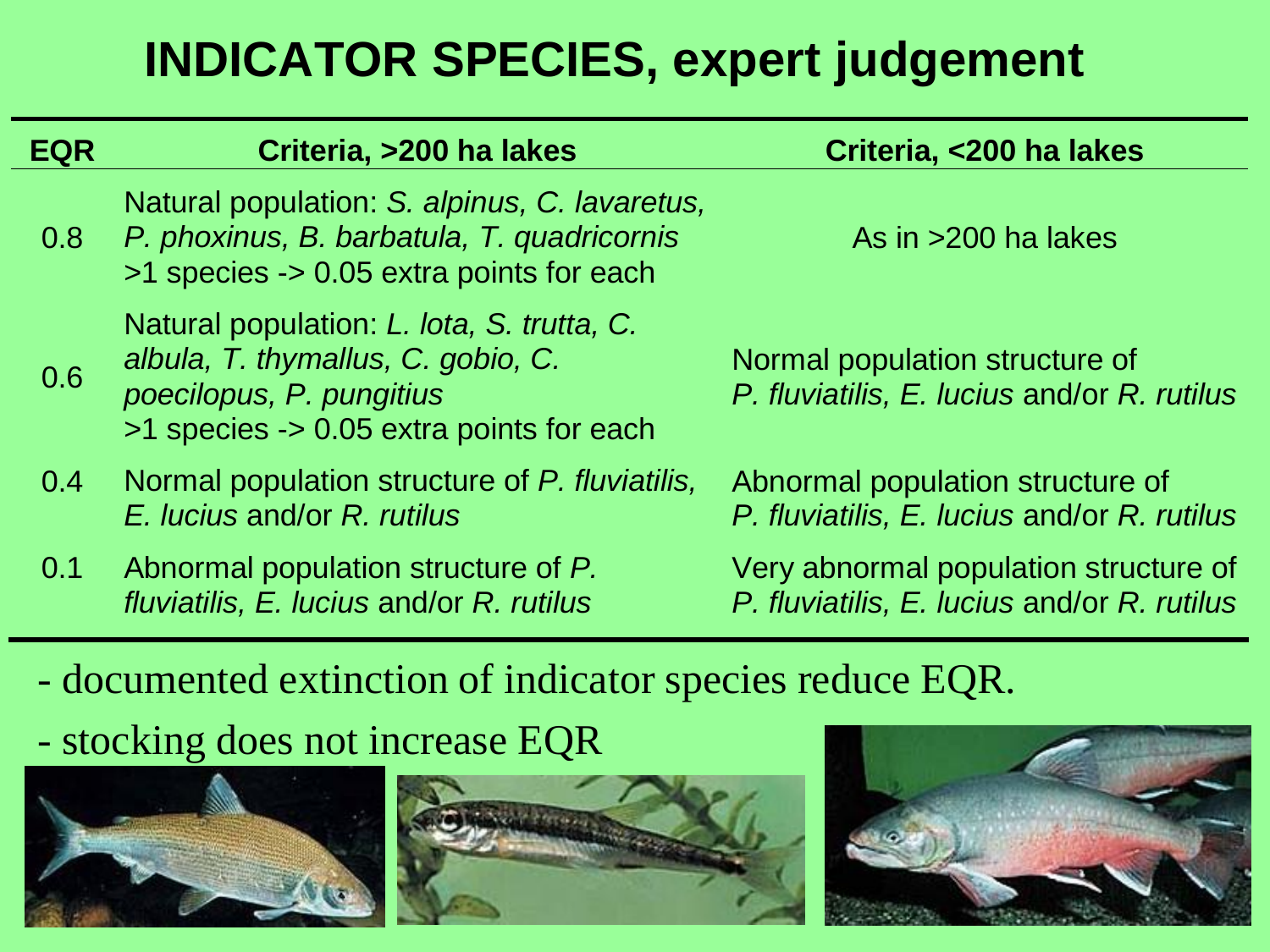# INDICATOR SPECIES, expert judgement

| EQR | Criteria, >200 ha lakes | Criteria, <200 ha lakes |
|---|---|---|
| 0.8 | Natural population: *S. alpinus, C. lavaretus, P. phoxinus, B. barbatula, T. quadricornis* >1 species -> 0.05 extra points for each | As in >200 ha lakes |
| 0.6 | Natural population: *L. lota, S. trutta, C. albula, T. thymallus, C. gobio, C. poecilopus, P. pungitius* >1 species -> 0.05 extra points for each | Normal population structure of *P. fluviatilis, E. lucius* and/or *R. rutilus* |
| 0.4 | Normal population structure of *P. fluviatilis, E. lucius* and/or *R. rutilus* | Abnormal population structure of *P. fluviatilis, E. lucius* and/or *R. rutilus* |
| 0.1 | Abnormal population structure of *P. fluviatilis, E. lucius* and/or *R. rutilus* | Very abnormal population structure of *P. fluviatilis, E. lucius* and/or *R. rutilus* |

- documented extinction of indicator species reduce EQR.
- stocking does not increase EQR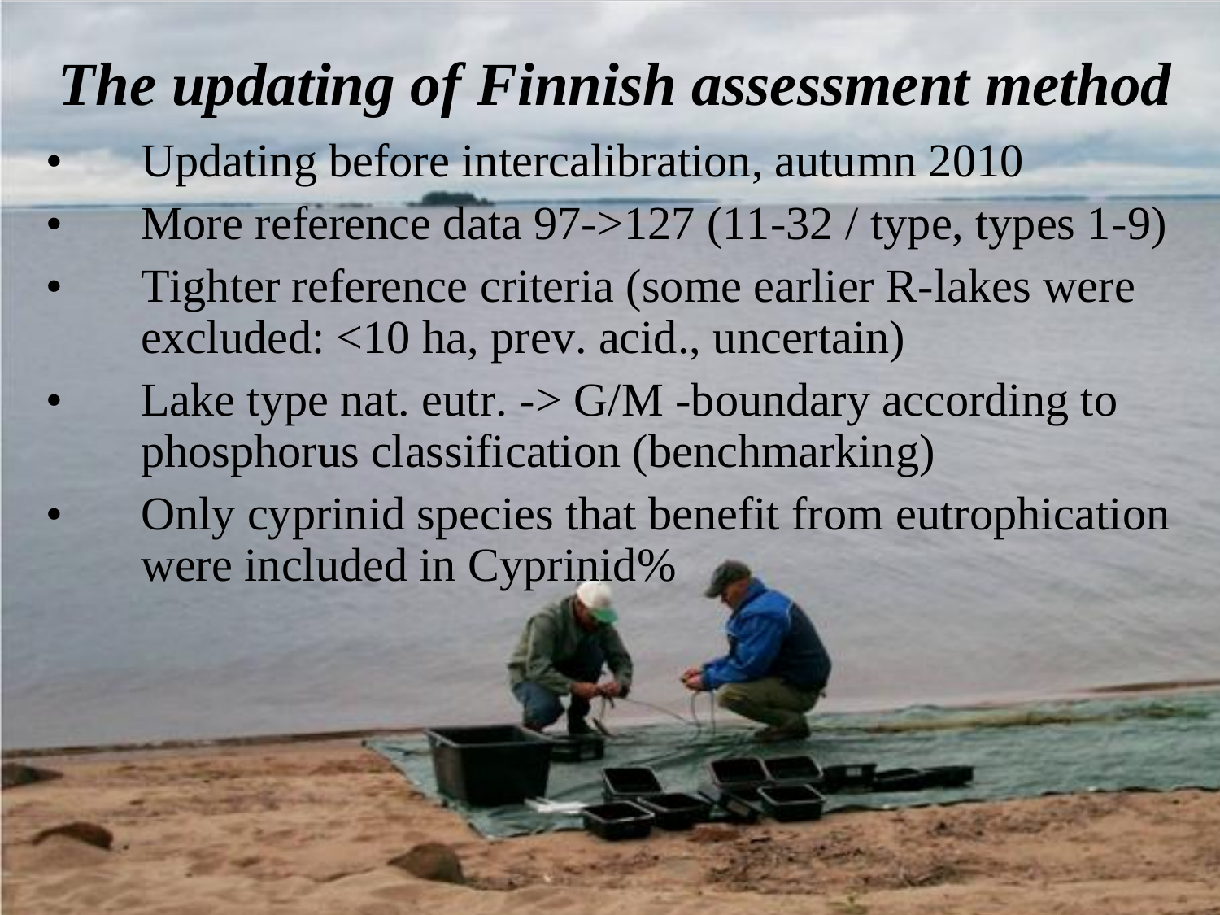# *The updating of Finnish assessment method*

- Updating before intercalibration, autumn 2010
- More reference data 97->127 (11-32 / type, types 1-9)
- Tighter reference criteria (some earlier R-lakes were excluded: <10 ha, prev. acid., uncertain)
- Lake type nat. eutr. -> G/M -boundary according to phosphorus classification (benchmarking)
- Only cyprinid species that benefit from eutrophication were included in Cyprinid%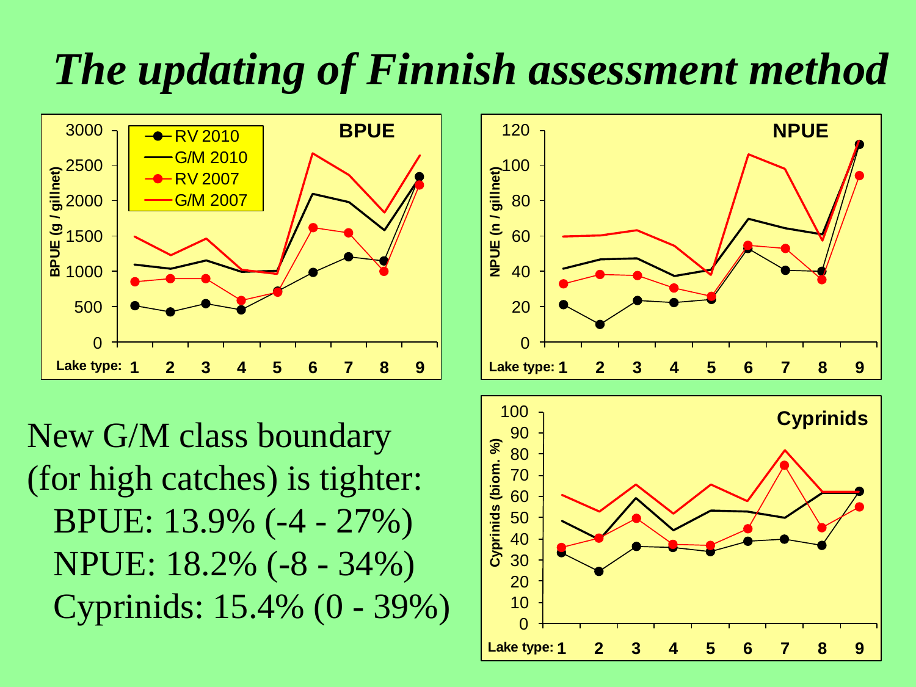# *The updating of Finnish assessment method*

New G/M class boundary (for high catches) is tighter:

- BPUE: 13.9% (-4 - 27%)
- NPUE: 18.2% (-8 - 34%)
- Cyprinids: 15.4% (0 - 39%)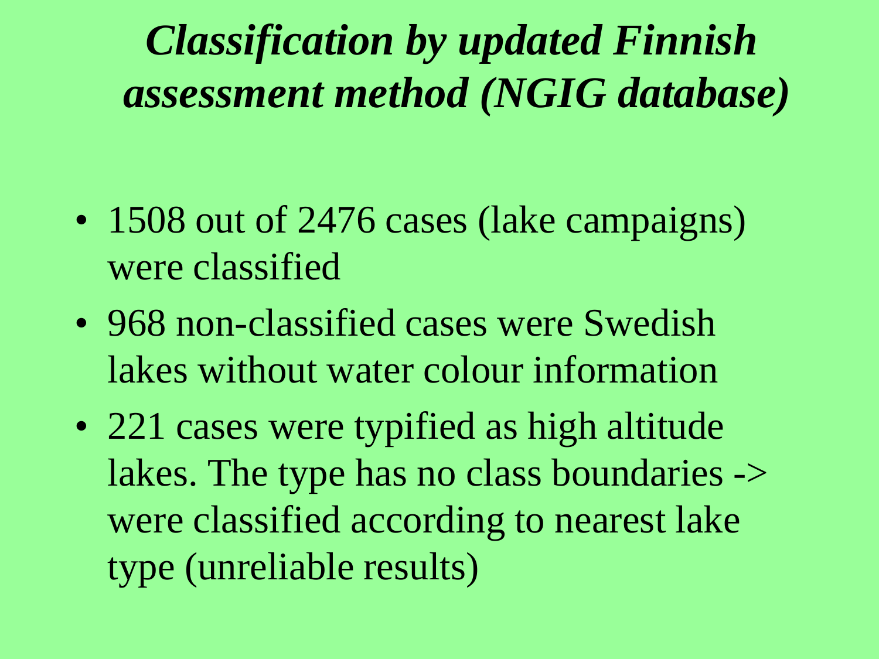# *Classification by updated Finnish assessment method (NGIG database)*

- 1508 out of 2476 cases (lake campaigns) were classified
- 968 non-classified cases were Swedish lakes without water colour information
- 221 cases were typified as high altitude lakes. The type has no class boundaries -> were classified according to nearest lake type (unreliable results)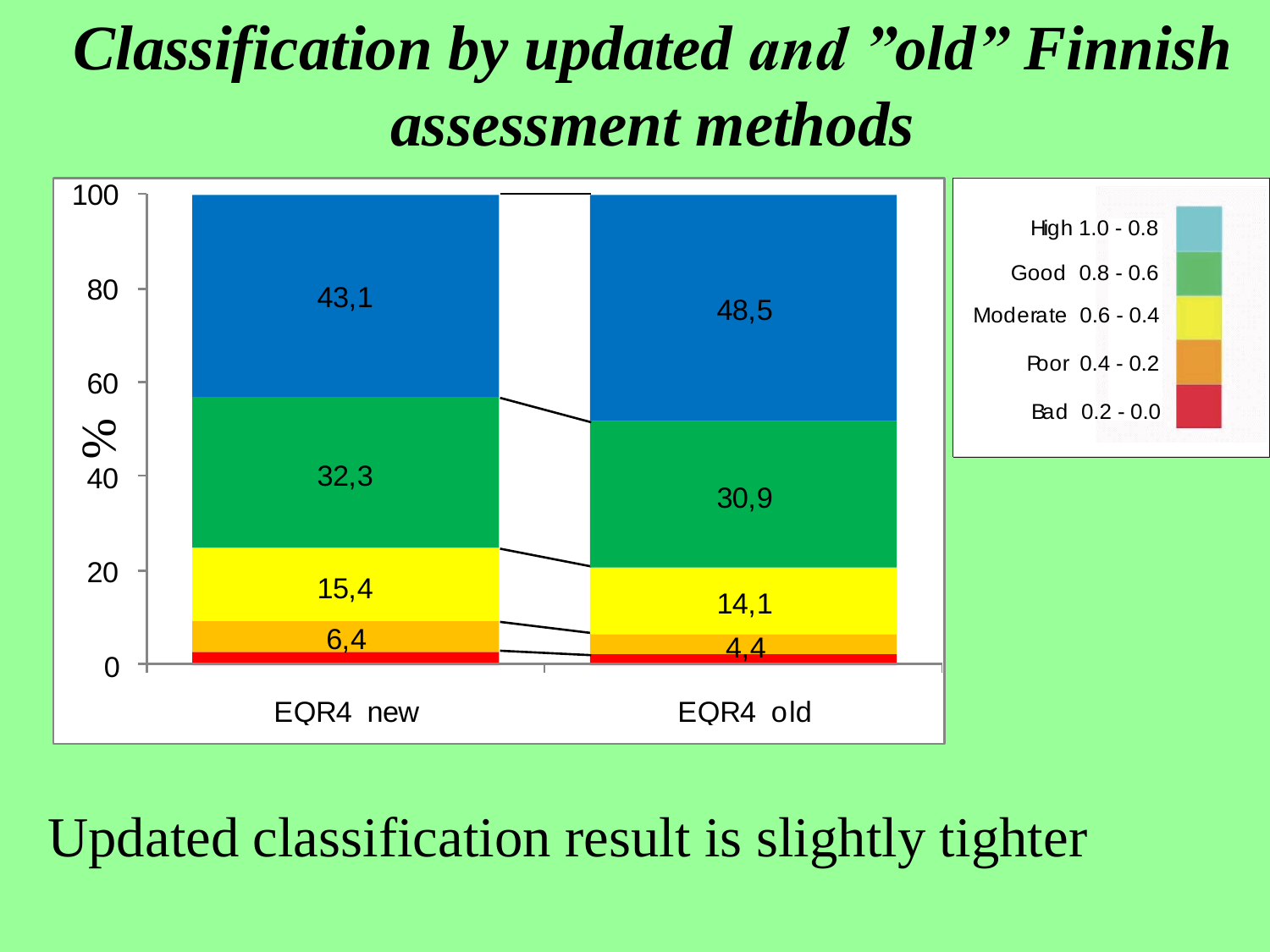# *Classification by updated and "old" Finnish assessment methods*

| Class | EQR4 new (%) | EQR4 old (%) |
|---|---|---|
| High 1.0 - 0.8 | 43,1 | 48,5 |
| Good 0.8 - 0.6 | 32,3 | 30,9 |
| Moderate 0.6 - 0.4 | 15,4 | 14,1 |
| Poor 0.4 - 0.2 | 6,4 | 4,4 |
| Bad 0.2 - 0.0 | | |

Updated classification result is slightly tighter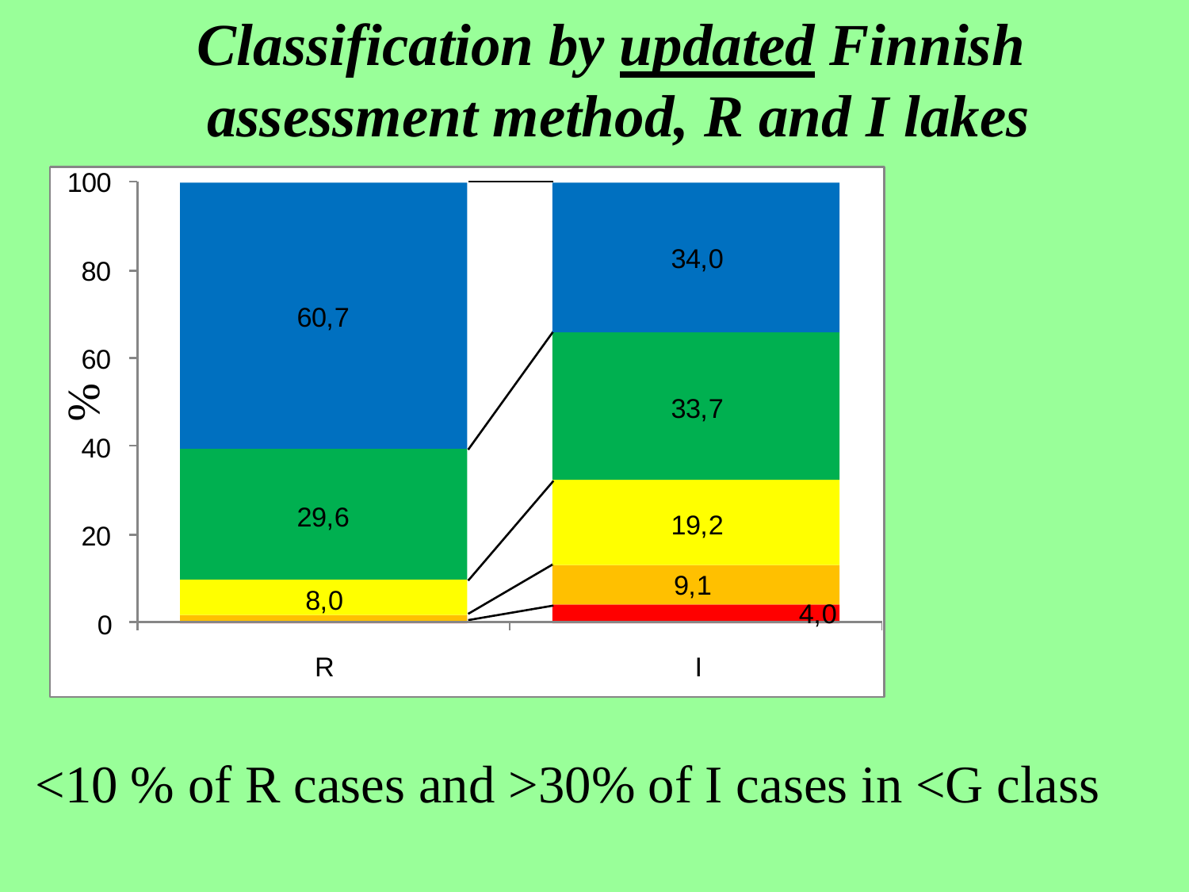# *Classification by updated Finnish assessment method, R and I lakes*

| % | R | I |
|---|---|---|
| Blue | 60,7 | 34,0 |
| Green | 29,6 | 33,7 |
| Yellow | 8,0 | 19,2 |
| Orange | | 9,1 |
| Red | | 4,0 |

<10 % of R cases and >30% of I cases in <G class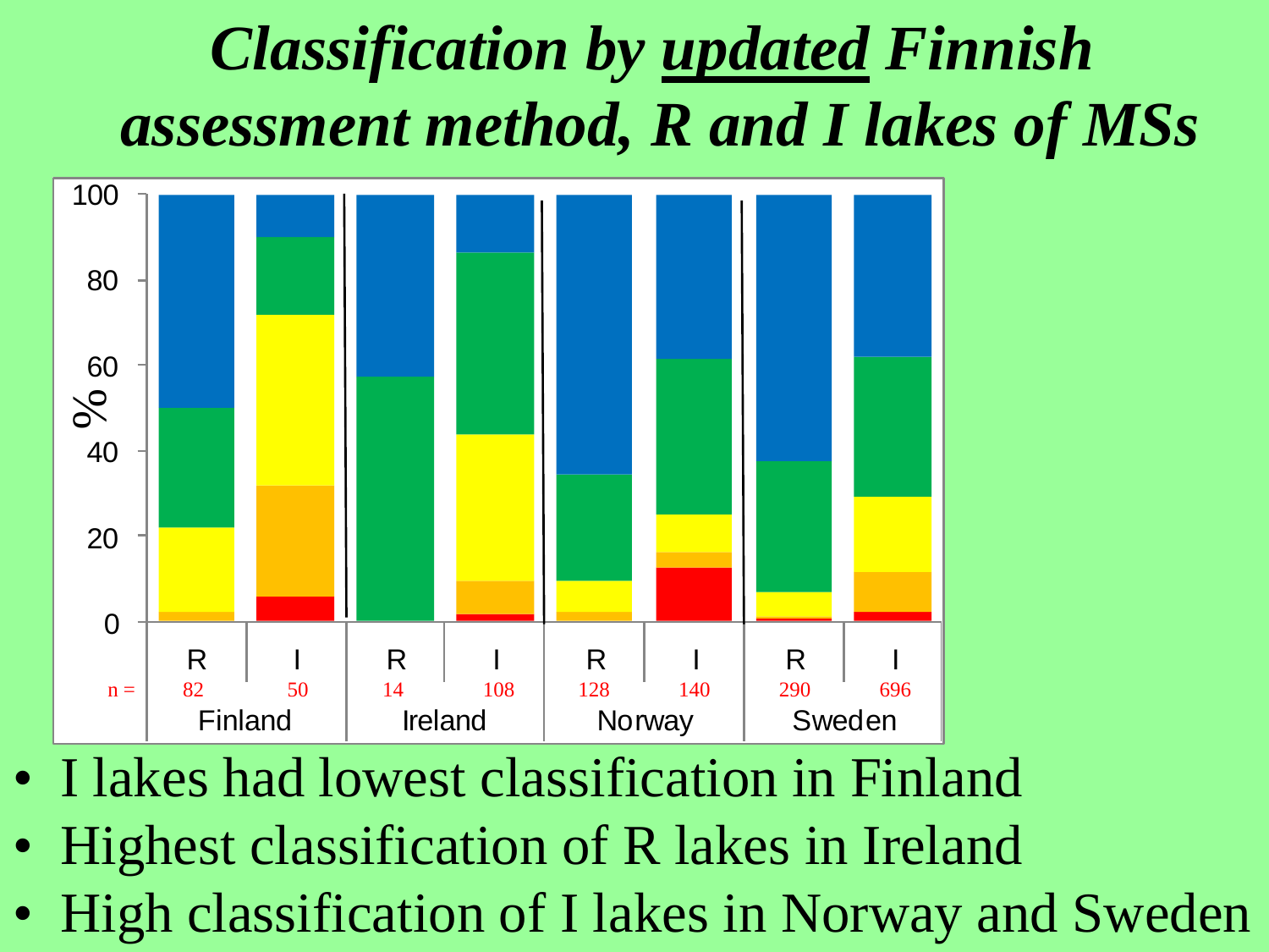# *Classification by updated Finnish assessment method, R and I lakes of MSs*

| | Finland | | Ireland | | Norway | | Sweden | |
|---|---|---|---|---|---|---|---|---|
| | R | I | R | I | R | I | R | I |
| n = | 82 | 50 | 14 | 108 | 128 | 140 | 290 | 696 |

- I lakes had lowest classification in Finland
- Highest classification of R lakes in Ireland
- High classification of I lakes in Norway and Sweden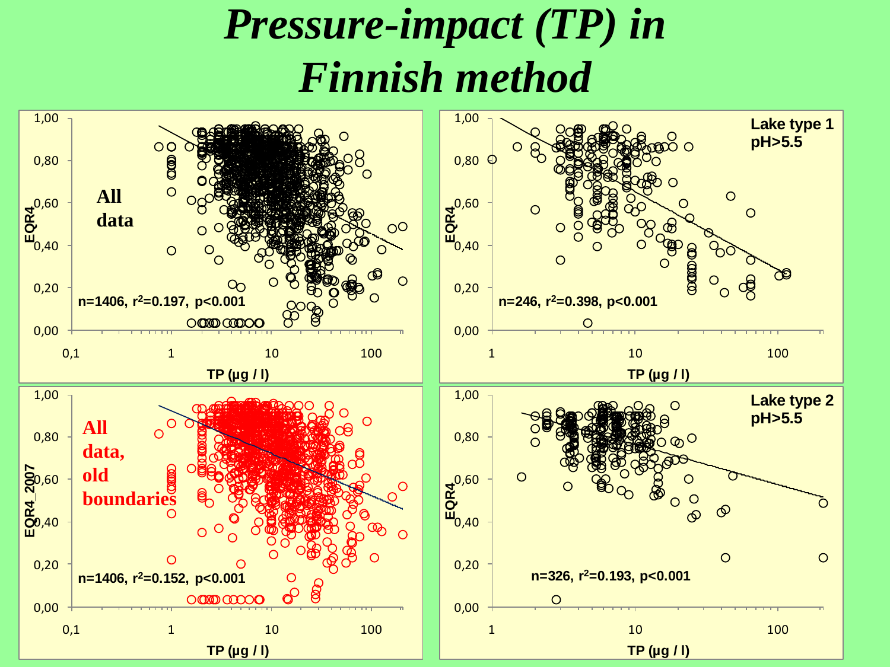# *Pressure-impact (TP) in Finnish method*

**All data**

n=1406, $r^2$=0.197, p<0.001

EQR4 vs TP (µg / l)

**Lake type 1 pH>5.5**

n=246, $r^2$=0.398, p<0.001

EQR4 vs TP (µg / l)

**All data, old boundaries**

n=1406, $r^2$=0.152, p<0.001

EQR4_2007 vs TP (µg / l)

**Lake type 2 pH>5.5**

n=326, $r^2$=0.193, p<0.001

EQR4 vs TP (µg / l)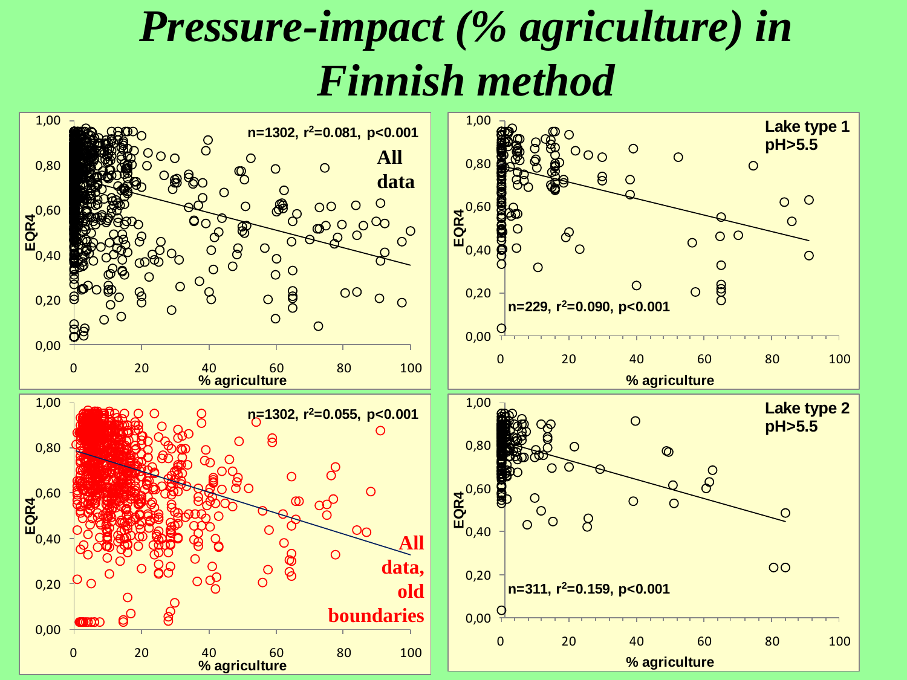# *Pressure-impact (% agriculture) in Finnish method*

**All data**

n=1302, $r^2$=0.081, p<0.001

**Lake type 1 pH>5.5**

n=229, $r^2$=0.090, p<0.001

**All data, old boundaries**

n=1302, $r^2$=0.055, p<0.001

**Lake type 2 pH>5.5**

n=311, $r^2$=0.159, p<0.001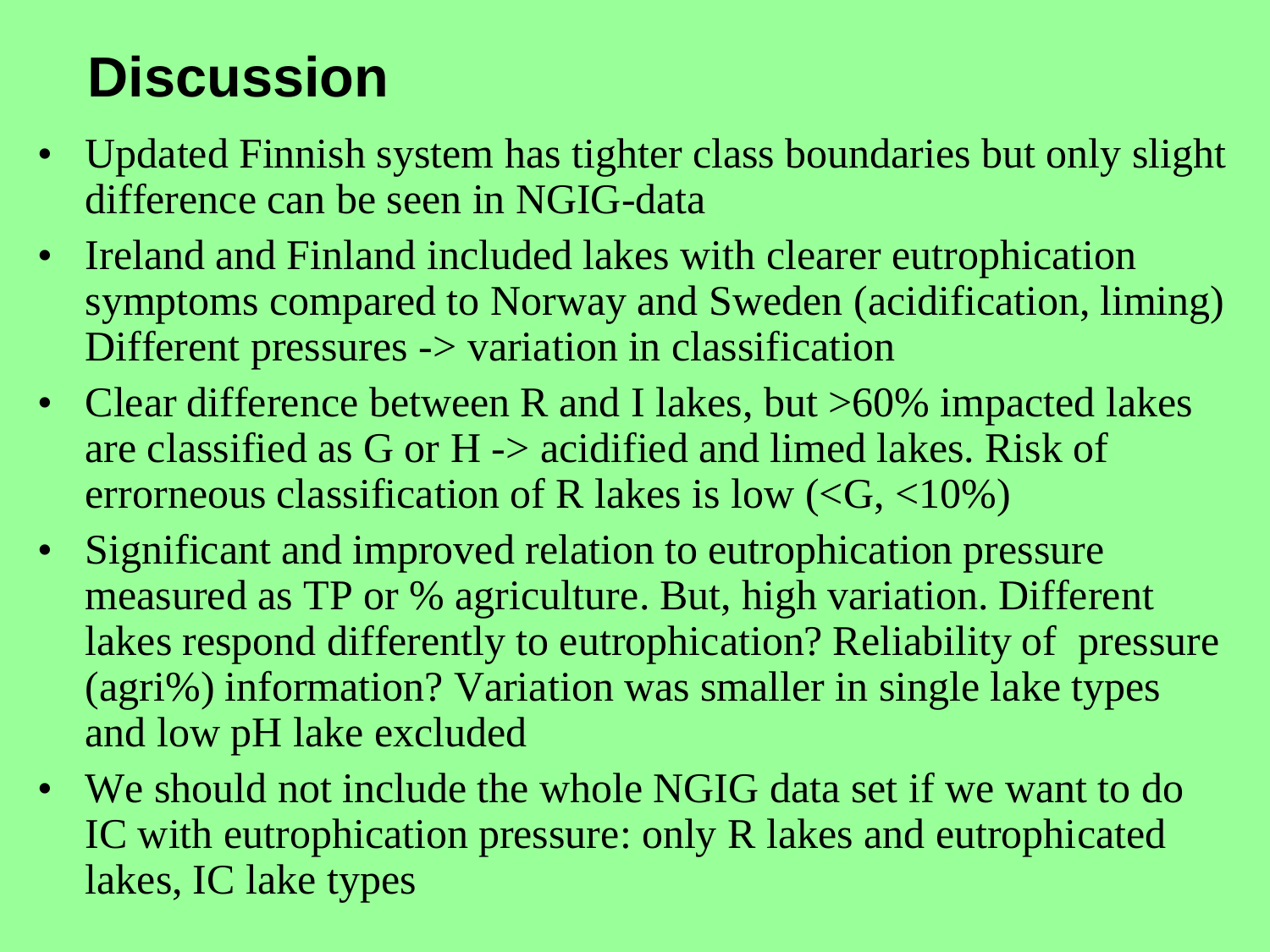# Discussion

- Updated Finnish system has tighter class boundaries but only slight difference can be seen in NGIG-data
- Ireland and Finland included lakes with clearer eutrophication symptoms compared to Norway and Sweden (acidification, liming) Different pressures -> variation in classification
- Clear difference between R and I lakes, but >60% impacted lakes are classified as G or H -> acidified and limed lakes. Risk of errorneous classification of R lakes is low (<G, <10%)
- Significant and improved relation to eutrophication pressure measured as TP or % agriculture. But, high variation. Different lakes respond differently to eutrophication? Reliability of pressure (agri%) information? Variation was smaller in single lake types and low pH lake excluded
- We should not include the whole NGIG data set if we want to do IC with eutrophication pressure: only R lakes and eutrophicated lakes, IC lake types